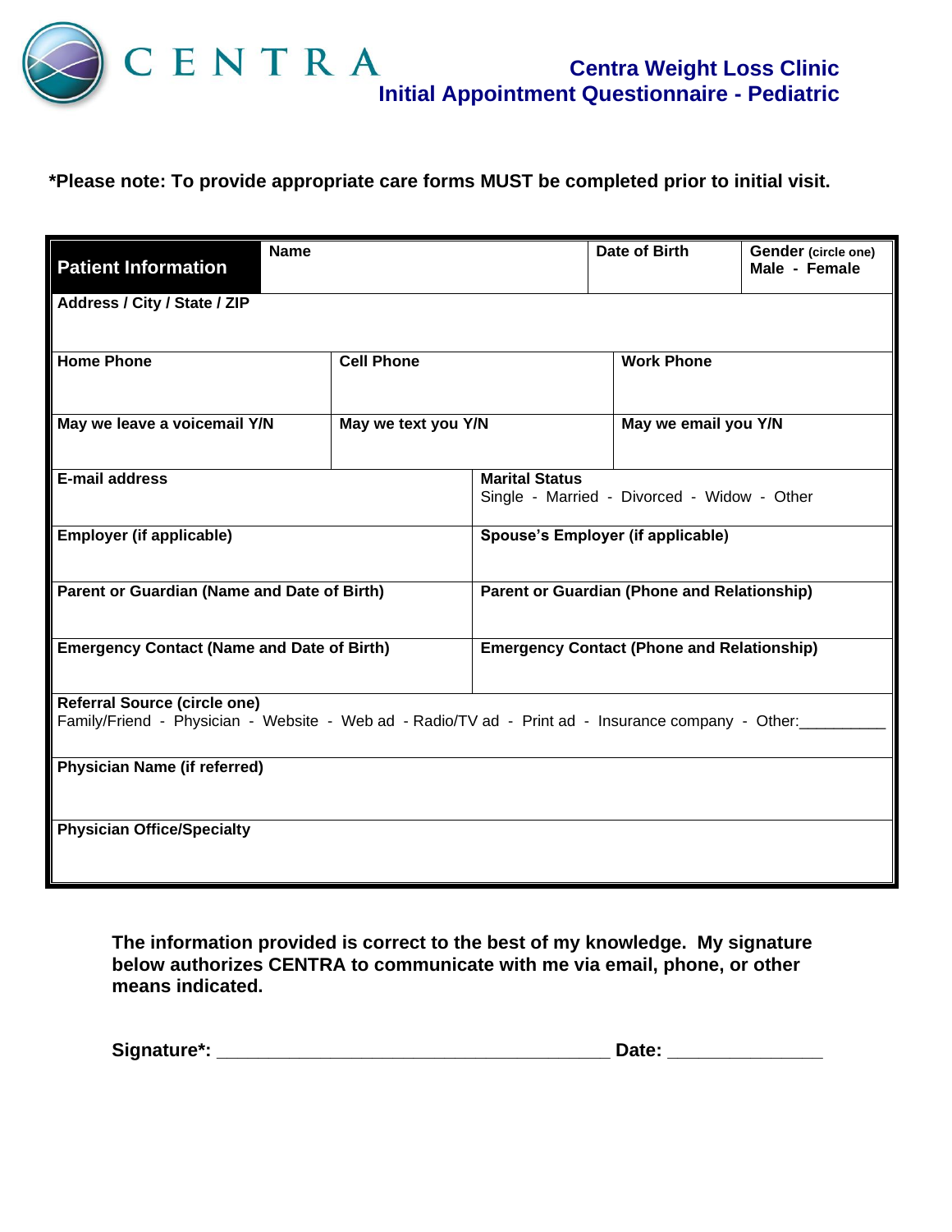CENTRA

# Centra Weight Loss Clinic
## Initial Appointment Questionnaire - Pediatric

**\*Please note: To provide appropriate care forms MUST be completed prior to initial visit.**

| **Patient Information** | **Name** | **Date of Birth** | **Gender** (circle one) **Male - Female** |
|---|---|---|---|
| **Address / City / State / ZIP** | | | |
| **Home Phone** | **Cell Phone** | **Work Phone** | |
| **May we leave a voicemail Y/N** | **May we text you Y/N** | **May we email you Y/N** | |
| **E-mail address** | **Marital Status** Single - Married - Divorced - Widow - Other | | |
| **Employer (if applicable)** | **Spouse's Employer (if applicable)** | | |
| **Parent or Guardian (Name and Date of Birth)** | **Parent or Guardian (Phone and Relationship)** | | |
| **Emergency Contact (Name and Date of Birth)** | **Emergency Contact (Phone and Relationship)** | | |
| **Referral Source (circle one)** Family/Friend - Physician - Website - Web ad - Radio/TV ad - Print ad - Insurance company - Other:__________ | | | |
| **Physician Name (if referred)** | | | |
| **Physician Office/Specialty** | | | |

**The information provided is correct to the best of my knowledge. My signature below authorizes CENTRA to communicate with me via email, phone, or other means indicated.**

**Signature\*:** ______________________________________ **Date:** _______________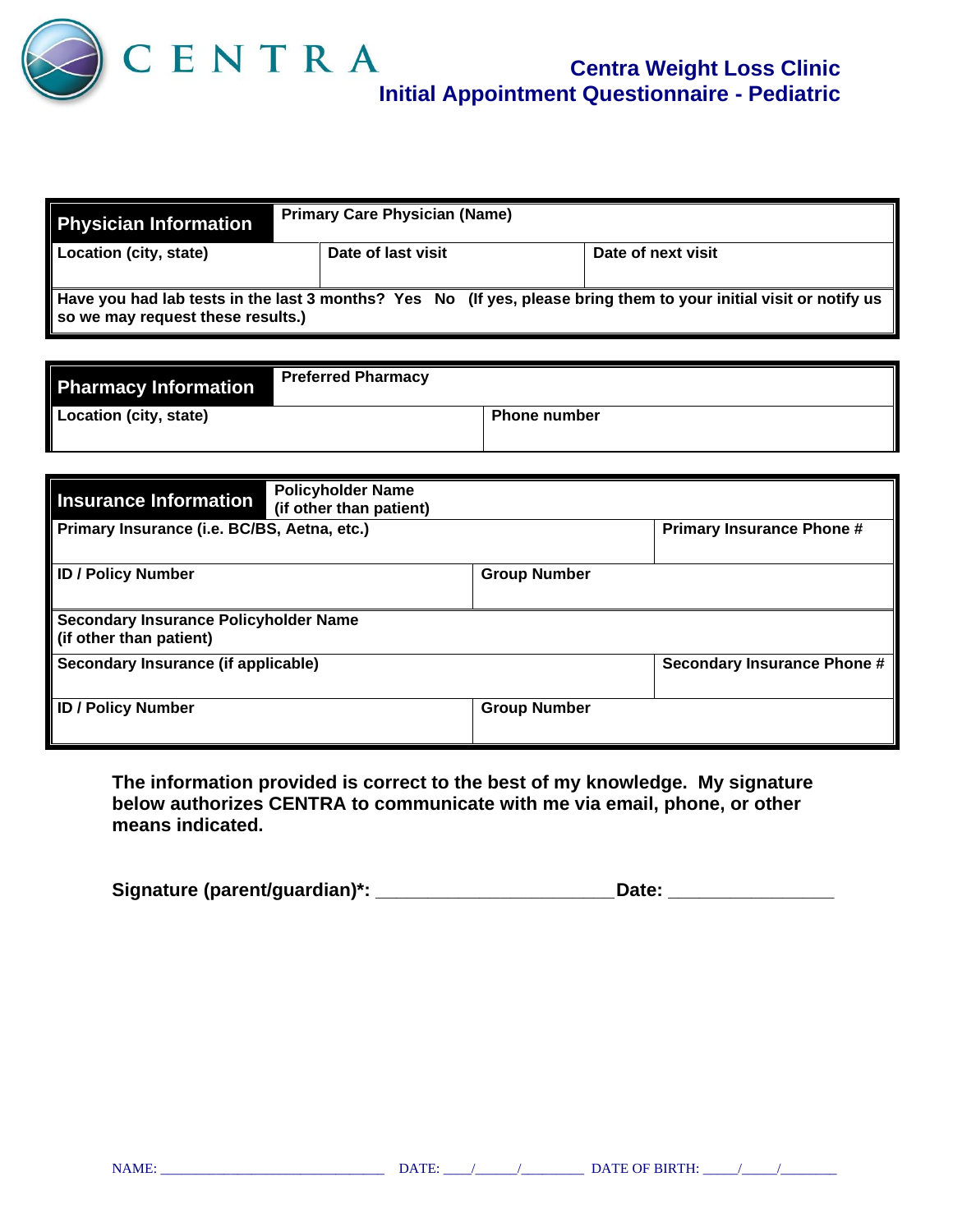# CENTRA

## Centra Weight Loss Clinic
## Initial Appointment Questionnaire - Pediatric

| Physician Information | Primary Care Physician (Name) | |
|---|---|---|
| Location (city, state) | Date of last visit | Date of next visit |
| Have you had lab tests in the last 3 months? Yes No (If yes, please bring them to your initial visit or notify us so we may request these results.) | | |

| Pharmacy Information | Preferred Pharmacy |
|---|---|
| Location (city, state) | Phone number |

| Insurance Information | Policyholder Name (if other than patient) |
|---|---|
| Primary Insurance (i.e. BC/BS, Aetna, etc.) | Primary Insurance Phone # |
| ID / Policy Number | Group Number |
| Secondary Insurance Policyholder Name (if other than patient) | |
| Secondary Insurance (if applicable) | Secondary Insurance Phone # |
| ID / Policy Number | Group Number |

**The information provided is correct to the best of my knowledge. My signature below authorizes CENTRA to communicate with me via email, phone, or other means indicated.**

**Signature (parent/guardian)*: ______________________ Date: ________________**

NAME: ______________________________ DATE: ____/_____/________ DATE OF BIRTH: _____/_____/________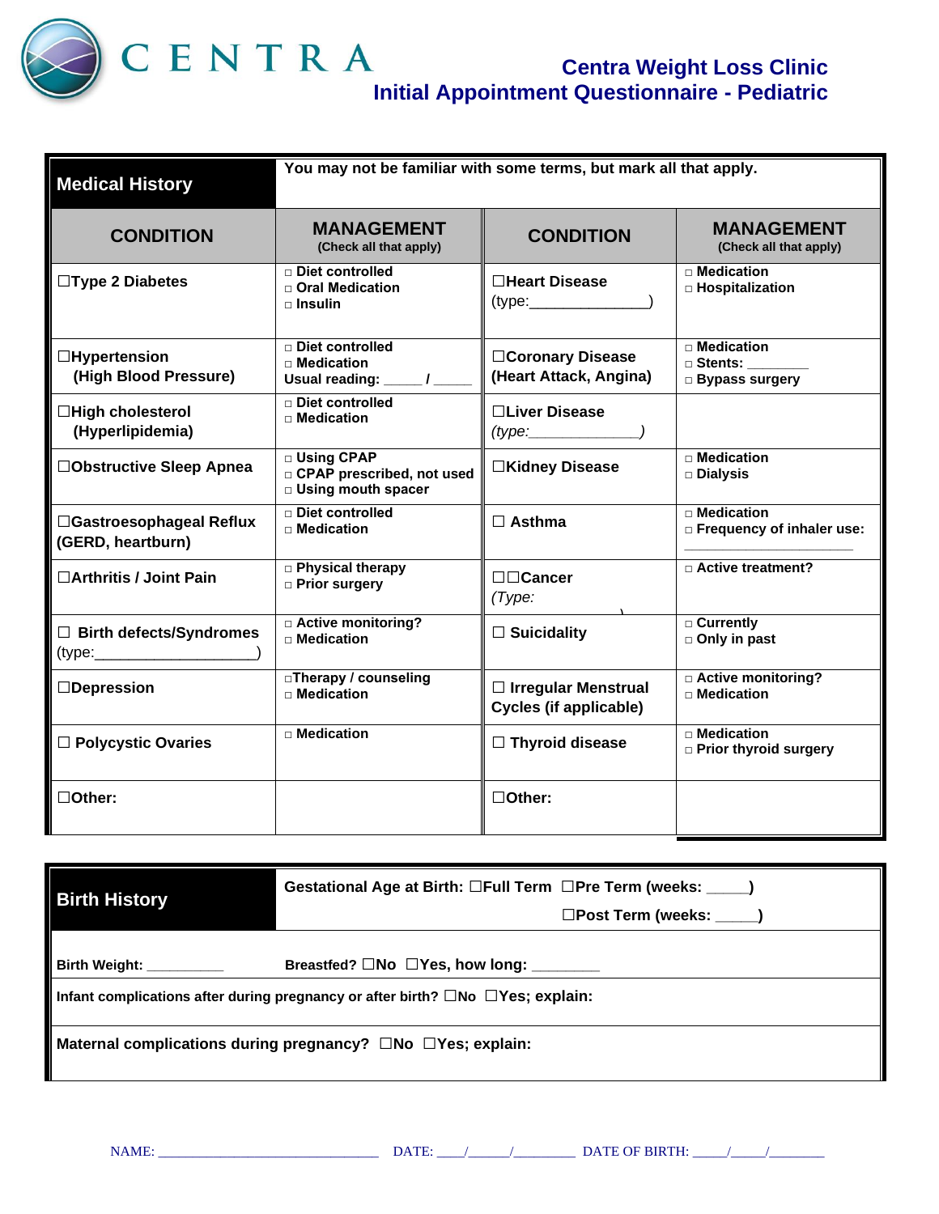# Centra Weight Loss Clinic
## Initial Appointment Questionnaire - Pediatric

**Medical History** — You may not be familiar with some terms, but mark all that apply.

| CONDITION | MANAGEMENT (Check all that apply) | CONDITION | MANAGEMENT (Check all that apply) |
|---|---|---|---|
| ☐Type 2 Diabetes | □ Diet controlled<br>□ Oral Medication<br>□ Insulin | ☐Heart Disease<br>(type:_______________) | □ Medication<br>□ Hospitalization |
| ☐Hypertension (High Blood Pressure) | □ Diet controlled<br>□ Medication<br>Usual reading: _____ / _____ | ☐Coronary Disease (Heart Attack, Angina) | □ Medication<br>□ Stents: ________<br>□ Bypass surgery |
| ☐High cholesterol (Hyperlipidemia) | □ Diet controlled<br>□ Medication | ☐Liver Disease<br>*(type:______________)* | |
| ☐Obstructive Sleep Apnea | □ Using CPAP<br>□ CPAP prescribed, not used<br>□ Using mouth spacer | ☐Kidney Disease | □ Medication<br>□ Dialysis |
| ☐Gastroesophageal Reflux (GERD, heartburn) | □ Diet controlled<br>□ Medication | ☐ Asthma | □ Medication<br>□ Frequency of inhaler use: ______________________ |
| ☐Arthritis / Joint Pain | □ Physical therapy<br>□ Prior surgery | ☐☐Cancer<br>*(Type: )* | □ Active treatment? |
| ☐ Birth defects/Syndromes<br>(type:____________________) | □ Active monitoring?<br>□ Medication | ☐ Suicidality | □ Currently<br>□ Only in past |
| ☐Depression | □Therapy / counseling<br>□ Medication | ☐ Irregular Menstrual Cycles (if applicable) | □ Active monitoring?<br>□ Medication |
| ☐ Polycystic Ovaries | □ Medication | ☐ Thyroid disease | □ Medication<br>□ Prior thyroid surgery |
| ☐Other: | | ☐Other: | |

**Birth History**

Gestational Age at Birth: ☐Full Term ☐Pre Term (weeks: _____) ☐Post Term (weeks: _____)

Birth Weight: __________ Breastfed? ☐No ☐Yes, how long: ________

Infant complications after during pregnancy or after birth? ☐No ☐Yes; explain:

Maternal complications during pregnancy? ☐No ☐Yes; explain:

NAME: ________________________________ DATE: ____/______/_________ DATE OF BIRTH: _____/_____/________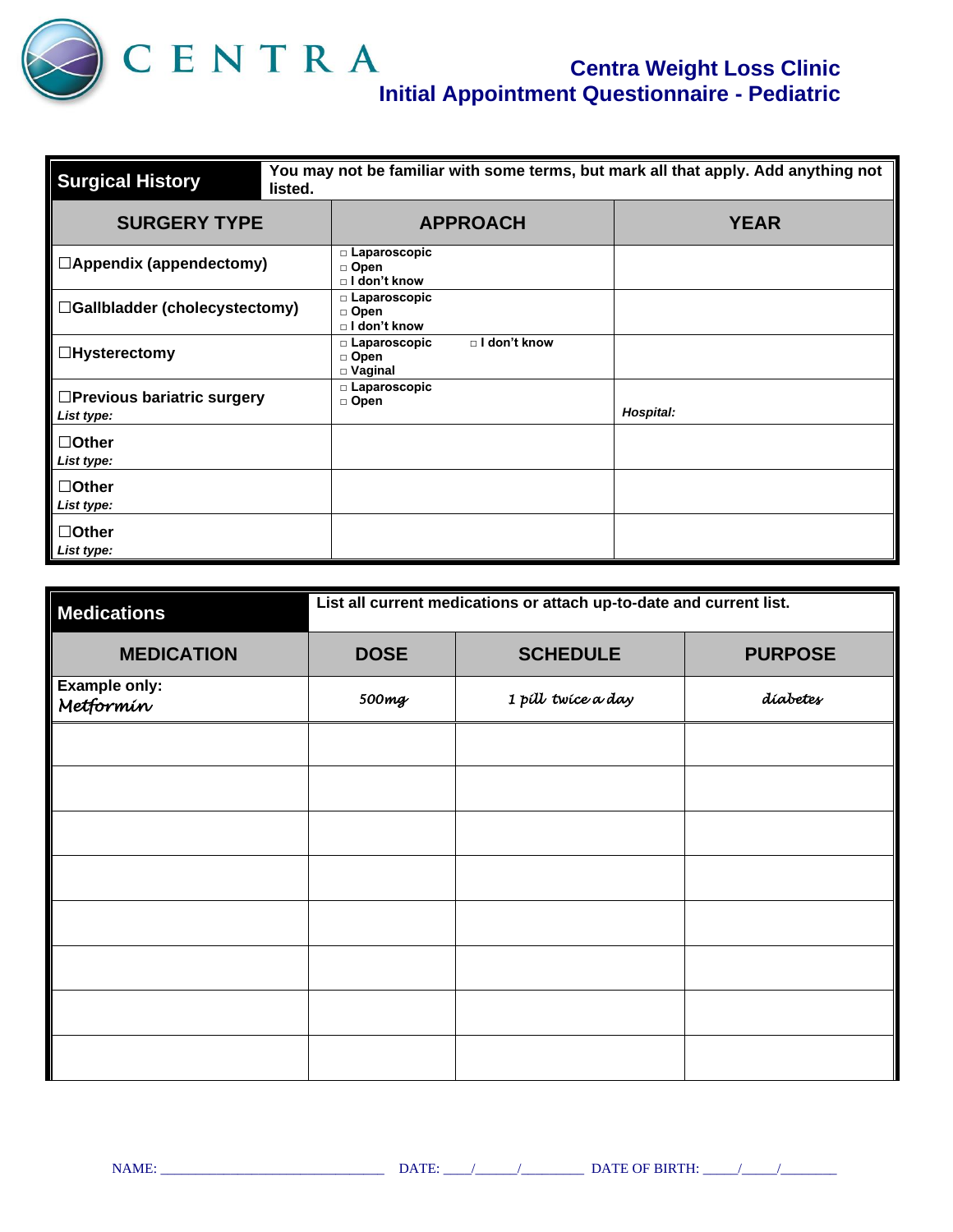# Centra Weight Loss Clinic
## Initial Appointment Questionnaire - Pediatric

| Surgical History | You may not be familiar with some terms, but mark all that apply. Add anything not listed. | |
|---|---|---|
| **SURGERY TYPE** | **APPROACH** | **YEAR** |
| ☐Appendix (appendectomy) | □ Laparoscopic<br>□ Open<br>□ I don't know | |
| ☐Gallbladder (cholecystectomy) | □ Laparoscopic<br>□ Open<br>□ I don't know | |
| ☐Hysterectomy | □ Laparoscopic □ I don't know<br>□ Open<br>□ Vaginal | |
| ☐Previous bariatric surgery<br>*List type:* | □ Laparoscopic<br>□ Open | *Hospital:* |
| ☐Other<br>*List type:* | | |
| ☐Other<br>*List type:* | | |
| ☐Other<br>*List type:* | | |

| Medications | List all current medications or attach up-to-date and current list. | | |
|---|---|---|---|
| **MEDICATION** | **DOSE** | **SCHEDULE** | **PURPOSE** |
| Example only:<br>*Metformin* | *500mg* | *1 pill twice a day* | *diabetes* |
| | | | |
| | | | |
| | | | |
| | | | |
| | | | |
| | | | |
| | | | |
| | | | |

NAME: ______________________________ DATE: ____/_____/________ DATE OF BIRTH: _____/_____/________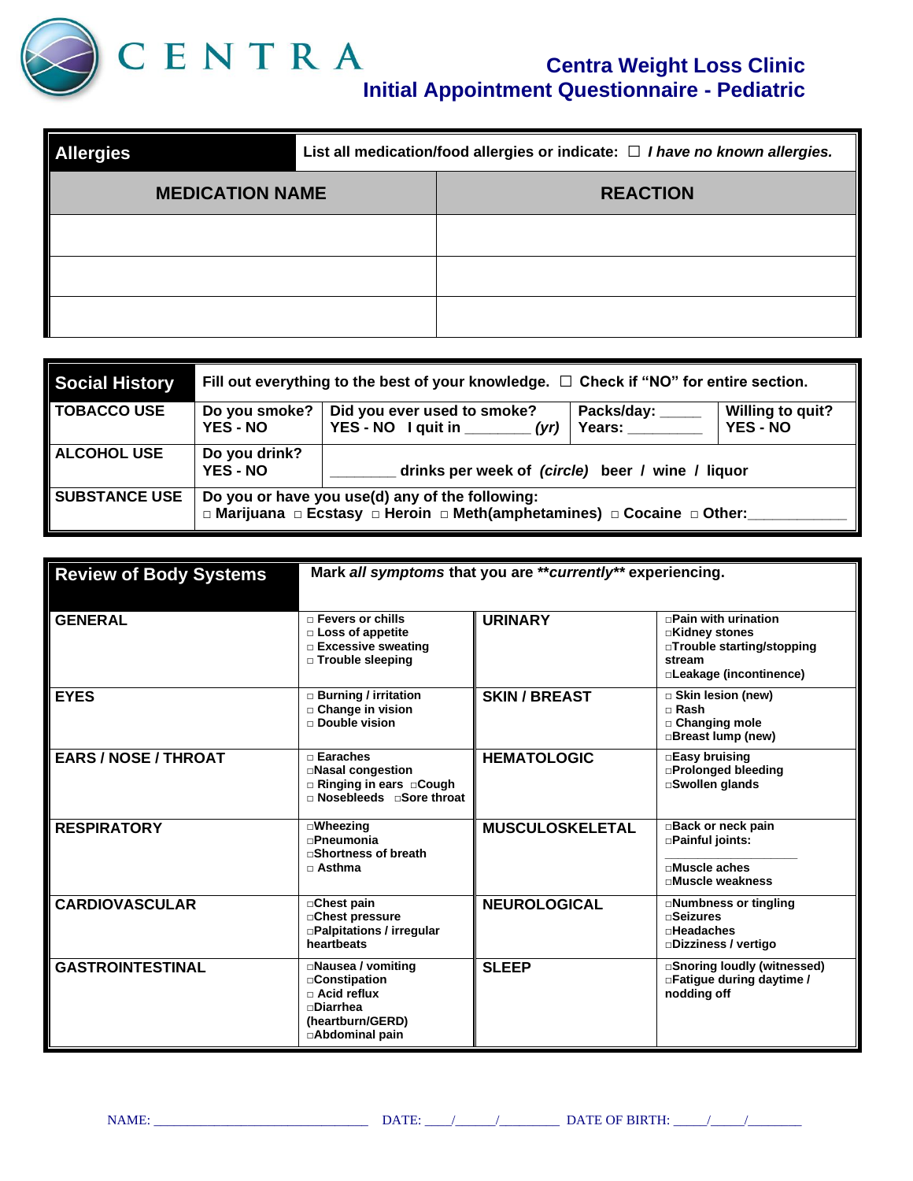# CENTRA

## Centra Weight Loss Clinic
## Initial Appointment Questionnaire - Pediatric

| **Allergies** | List all medication/food allergies or indicate: ☐ *I have no known allergies.* |
|---|---|
| **MEDICATION NAME** | **REACTION** |
| | |
| | |
| | |

| **Social History** | Fill out everything to the best of your knowledge. ☐ Check if "NO" for entire section. | | | |
|---|---|---|---|---|
| **TOBACCO USE** | Do you smoke? YES - NO | Did you ever used to smoke? YES - NO I quit in ________ *(yr)* | Packs/day: _____ Years: _________ | Willing to quit? YES - NO |
| **ALCOHOL USE** | Do you drink? YES - NO | ________ drinks per week of *(circle)* beer / wine / liquor | | |
| **SUBSTANCE USE** | Do you or have you use(d) any of the following: ☐ Marijuana ☐ Ecstasy ☐ Heroin ☐ Meth(amphetamines) ☐ Cocaine ☐ Other:____________ | | | |

| **Review of Body Systems** | Mark *all symptoms* that you are ***currently*** experiencing. | | |
|---|---|---|---|
| **GENERAL** | ☐ Fevers or chills<br>☐ Loss of appetite<br>☐ Excessive sweating<br>☐ Trouble sleeping | **URINARY** | ☐Pain with urination<br>☐Kidney stones<br>☐Trouble starting/stopping stream<br>☐Leakage (incontinence) |
| **EYES** | ☐ Burning / irritation<br>☐ Change in vision<br>☐ Double vision | **SKIN / BREAST** | ☐ Skin lesion (new)<br>☐ Rash<br>☐ Changing mole<br>☐Breast lump (new) |
| **EARS / NOSE / THROAT** | ☐ Earaches<br>☐Nasal congestion<br>☐ Ringing in ears ☐Cough<br>☐ Nosebleeds ☐Sore throat | **HEMATOLOGIC** | ☐Easy bruising<br>☐Prolonged bleeding<br>☐Swollen glands |
| **RESPIRATORY** | ☐Wheezing<br>☐Pneumonia<br>☐Shortness of breath<br>☐ Asthma | **MUSCULOSKELETAL** | ☐Back or neck pain<br>☐Painful joints:<br>________________<br>☐Muscle aches<br>☐Muscle weakness |
| **CARDIOVASCULAR** | ☐Chest pain<br>☐Chest pressure<br>☐Palpitations / irregular heartbeats | **NEUROLOGICAL** | ☐Numbness or tingling<br>☐Seizures<br>☐Headaches<br>☐Dizziness / vertigo |
| **GASTROINTESTINAL** | ☐Nausea / vomiting<br>☐Constipation<br>☐ Acid reflux<br>☐Diarrhea<br>(heartburn/GERD)<br>☐Abdominal pain | **SLEEP** | ☐Snoring loudly (witnessed)<br>☐Fatigue during daytime / nodding off |

NAME: _______________________________ DATE: ____/_____/________ DATE OF BIRTH: _____/_____/________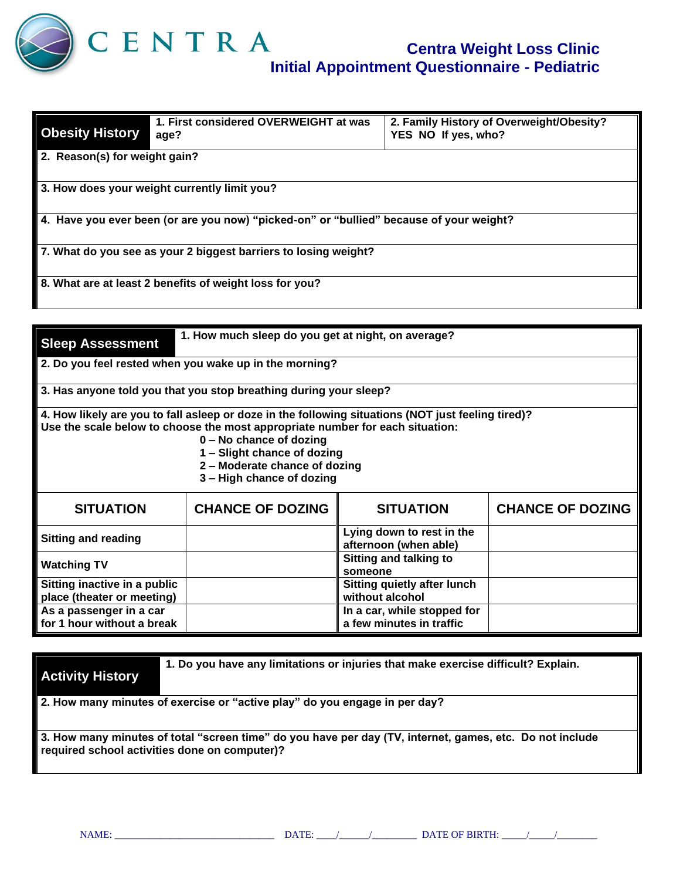# Centra Weight Loss Clinic
## Initial Appointment Questionnaire - Pediatric

### Obesity History

1. First considered OVERWEIGHT at was age?

2. Family History of Overweight/Obesity? YES NO If yes, who?

2. Reason(s) for weight gain?

3. How does your weight currently limit you?

4. Have you ever been (or are you now) "picked-on" or "bullied" because of your weight?

7. What do you see as your 2 biggest barriers to losing weight?

8. What are at least 2 benefits of weight loss for you?

### Sleep Assessment

1. How much sleep do you get at night, on average?

2. Do you feel rested when you wake up in the morning?

3. Has anyone told you that you stop breathing during your sleep?

4. How likely are you to fall asleep or doze in the following situations (NOT just feeling tired)? Use the scale below to choose the most appropriate number for each situation:

- 0 – No chance of dozing
- 1 – Slight chance of dozing
- 2 – Moderate chance of dozing
- 3 – High chance of dozing

| SITUATION | CHANCE OF DOZING | SITUATION | CHANCE OF DOZING |
|---|---|---|---|
| Sitting and reading | | Lying down to rest in the afternoon (when able) | |
| Watching TV | | Sitting and talking to someone | |
| Sitting inactive in a public place (theater or meeting) | | Sitting quietly after lunch without alcohol | |
| As a passenger in a car for 1 hour without a break | | In a car, while stopped for a few minutes in traffic | |

### Activity History

1. Do you have any limitations or injuries that make exercise difficult? Explain.

2. How many minutes of exercise or "active play" do you engage in per day?

3. How many minutes of total "screen time" do you have per day (TV, internet, games, etc. Do not include required school activities done on computer)?

NAME: ______________________________ DATE: ____/______/________ DATE OF BIRTH: _____/_____/________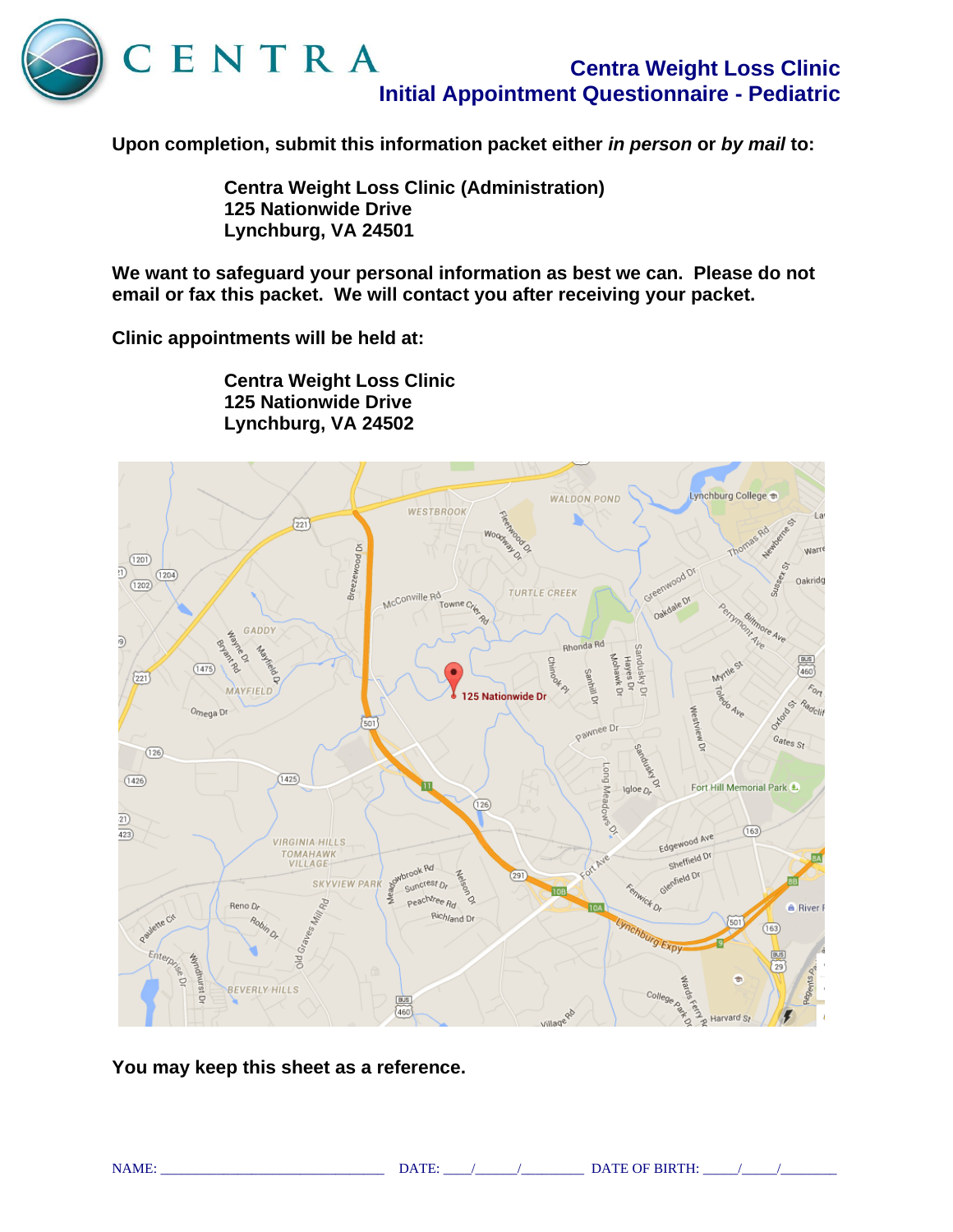# CENTRA

## Centra Weight Loss Clinic
## Initial Appointment Questionnaire - Pediatric

**Upon completion, submit this information packet either *in person* or *by mail* to:**

> **Centra Weight Loss Clinic (Administration)**
> **125 Nationwide Drive**
> **Lynchburg, VA 24501**

**We want to safeguard your personal information as best we can. Please do not email or fax this packet. We will contact you after receiving your packet.**

**Clinic appointments will be held at:**

> **Centra Weight Loss Clinic**
> **125 Nationwide Drive**
> **Lynchburg, VA 24502**

**You may keep this sheet as a reference.**

NAME: ______________________________ DATE: ____/_____/________ DATE OF BIRTH: _____/_____/________